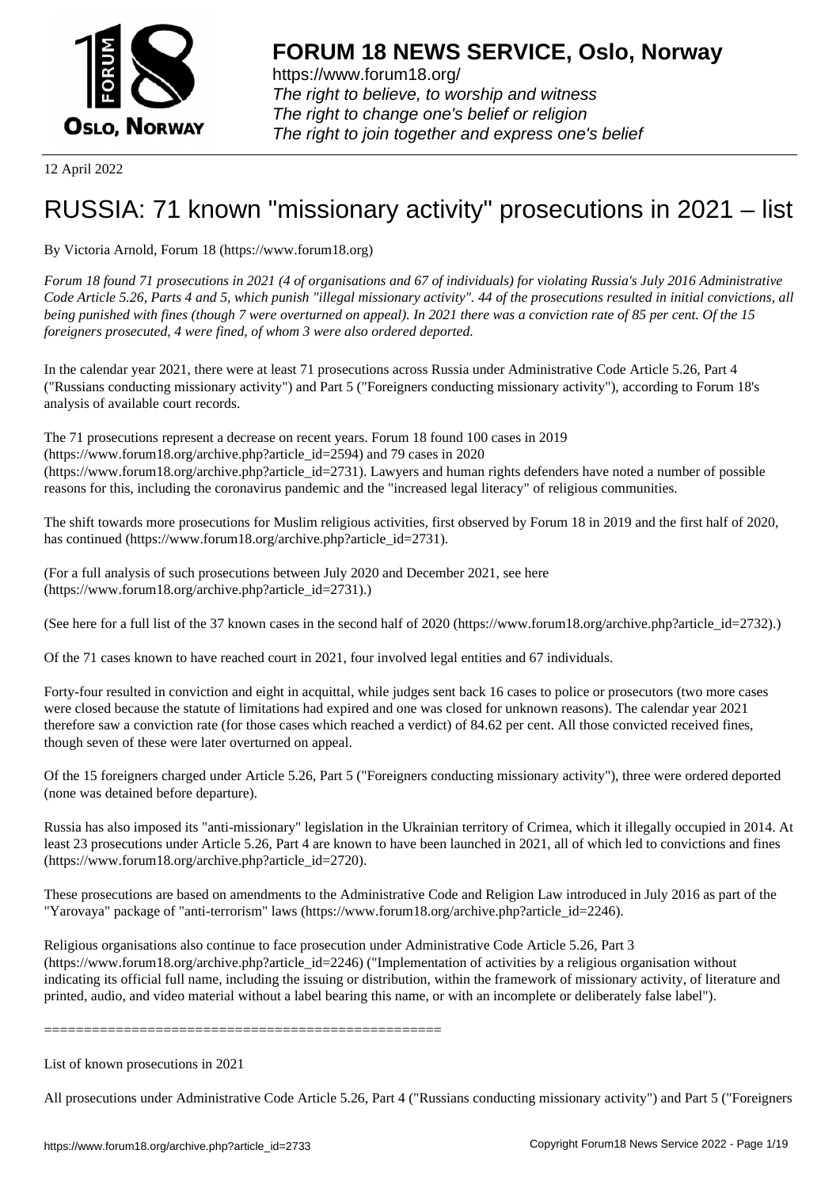**FORUM 18 NEWS SERVICE, Oslo, Norway**

https://www.forum18.org/
*The right to believe, to worship and witness*
*The right to change one's belief or religion*
*The right to join together and express one's belief*

12 April 2022

# RUSSIA: 71 known "missionary activity" prosecutions in 2021 – list

By Victoria Arnold, Forum 18 (https://www.forum18.org)

*Forum 18 found 71 prosecutions in 2021 (4 of organisations and 67 of individuals) for violating Russia's July 2016 Administrative Code Article 5.26, Parts 4 and 5, which punish "illegal missionary activity". 44 of the prosecutions resulted in initial convictions, all being punished with fines (though 7 were overturned on appeal). In 2021 there was a conviction rate of 85 per cent. Of the 15 foreigners prosecuted, 4 were fined, of whom 3 were also ordered deported.*

In the calendar year 2021, there were at least 71 prosecutions across Russia under Administrative Code Article 5.26, Part 4 ("Russians conducting missionary activity") and Part 5 ("Foreigners conducting missionary activity"), according to Forum 18's analysis of available court records.

The 71 prosecutions represent a decrease on recent years. Forum 18 found 100 cases in 2019 (https://www.forum18.org/archive.php?article_id=2594) and 79 cases in 2020 (https://www.forum18.org/archive.php?article_id=2731). Lawyers and human rights defenders have noted a number of possible reasons for this, including the coronavirus pandemic and the "increased legal literacy" of religious communities.

The shift towards more prosecutions for Muslim religious activities, first observed by Forum 18 in 2019 and the first half of 2020, has continued (https://www.forum18.org/archive.php?article_id=2731).

(For a full analysis of such prosecutions between July 2020 and December 2021, see here (https://www.forum18.org/archive.php?article_id=2731).)

(See here for a full list of the 37 known cases in the second half of 2020 (https://www.forum18.org/archive.php?article_id=2732).)

Of the 71 cases known to have reached court in 2021, four involved legal entities and 67 individuals.

Forty-four resulted in conviction and eight in acquittal, while judges sent back 16 cases to police or prosecutors (two more cases were closed because the statute of limitations had expired and one was closed for unknown reasons). The calendar year 2021 therefore saw a conviction rate (for those cases which reached a verdict) of 84.62 per cent. All those convicted received fines, though seven of these were later overturned on appeal.

Of the 15 foreigners charged under Article 5.26, Part 5 ("Foreigners conducting missionary activity"), three were ordered deported (none was detained before departure).

Russia has also imposed its "anti-missionary" legislation in the Ukrainian territory of Crimea, which it illegally occupied in 2014. At least 23 prosecutions under Article 5.26, Part 4 are known to have been launched in 2021, all of which led to convictions and fines (https://www.forum18.org/archive.php?article_id=2720).

These prosecutions are based on amendments to the Administrative Code and Religion Law introduced in July 2016 as part of the "Yarovaya" package of "anti-terrorism" laws (https://www.forum18.org/archive.php?article_id=2246).

Religious organisations also continue to face prosecution under Administrative Code Article 5.26, Part 3 (https://www.forum18.org/archive.php?article_id=2246) ("Implementation of activities by a religious organisation without indicating its official full name, including the issuing or distribution, within the framework of missionary activity, of literature and printed, audio, and video material without a label bearing this name, or with an incomplete or deliberately false label").

==================================================

List of known prosecutions in 2021

All prosecutions under Administrative Code Article 5.26, Part 4 ("Russians conducting missionary activity") and Part 5 ("Foreigners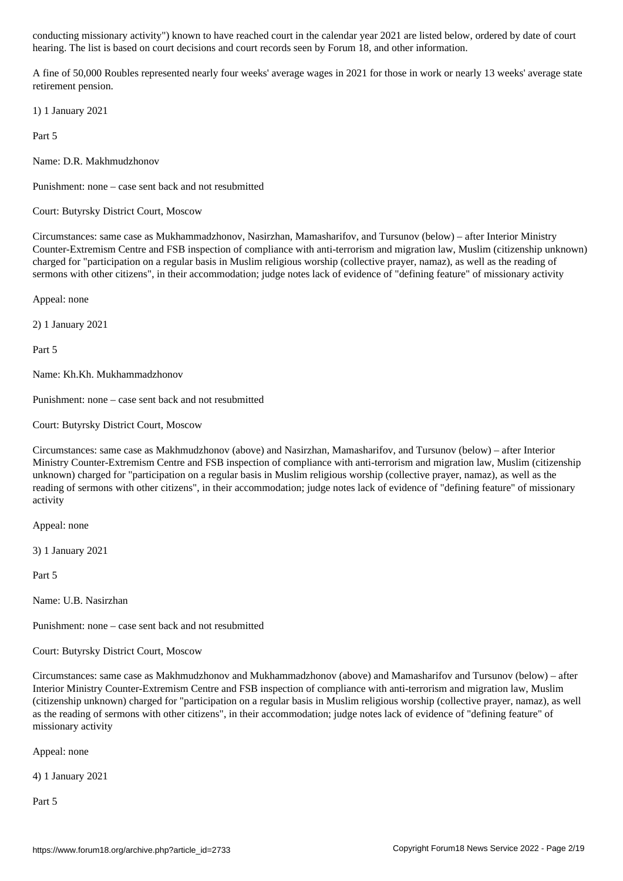conducting missionary activity") known to have reached court in the calendar year 2021 are listed below, ordered by date of court hearing. The list is based on court decisions and court records seen by Forum 18, and other information.

A fine of 50,000 Roubles represented nearly four weeks' average wages in 2021 for those in work or nearly 13 weeks' average state retirement pension.

1) 1 January 2021

Part 5

Name: D.R. Makhmudzhonov

Punishment: none – case sent back and not resubmitted

Court: Butyrsky District Court, Moscow

Circumstances: same case as Mukhammadzhonov, Nasirzhan, Mamasharifov, and Tursunov (below) – after Interior Ministry Counter-Extremism Centre and FSB inspection of compliance with anti-terrorism and migration law, Muslim (citizenship unknown) charged for "participation on a regular basis in Muslim religious worship (collective prayer, namaz), as well as the reading of sermons with other citizens", in their accommodation; judge notes lack of evidence of "defining feature" of missionary activity

Appeal: none

2) 1 January 2021

Part 5

Name: Kh.Kh. Mukhammadzhonov

Punishment: none – case sent back and not resubmitted

Court: Butyrsky District Court, Moscow

Circumstances: same case as Makhmudzhonov (above) and Nasirzhan, Mamasharifov, and Tursunov (below) – after Interior Ministry Counter-Extremism Centre and FSB inspection of compliance with anti-terrorism and migration law, Muslim (citizenship unknown) charged for "participation on a regular basis in Muslim religious worship (collective prayer, namaz), as well as the reading of sermons with other citizens", in their accommodation; judge notes lack of evidence of "defining feature" of missionary activity

Appeal: none

3) 1 January 2021

Part 5

Name: U.B. Nasirzhan

Punishment: none – case sent back and not resubmitted

Court: Butyrsky District Court, Moscow

Circumstances: same case as Makhmudzhonov and Mukhammadzhonov (above) and Mamasharifov and Tursunov (below) – after Interior Ministry Counter-Extremism Centre and FSB inspection of compliance with anti-terrorism and migration law, Muslim (citizenship unknown) charged for "participation on a regular basis in Muslim religious worship (collective prayer, namaz), as well as the reading of sermons with other citizens", in their accommodation; judge notes lack of evidence of "defining feature" of missionary activity

Appeal: none

4) 1 January 2021

Part 5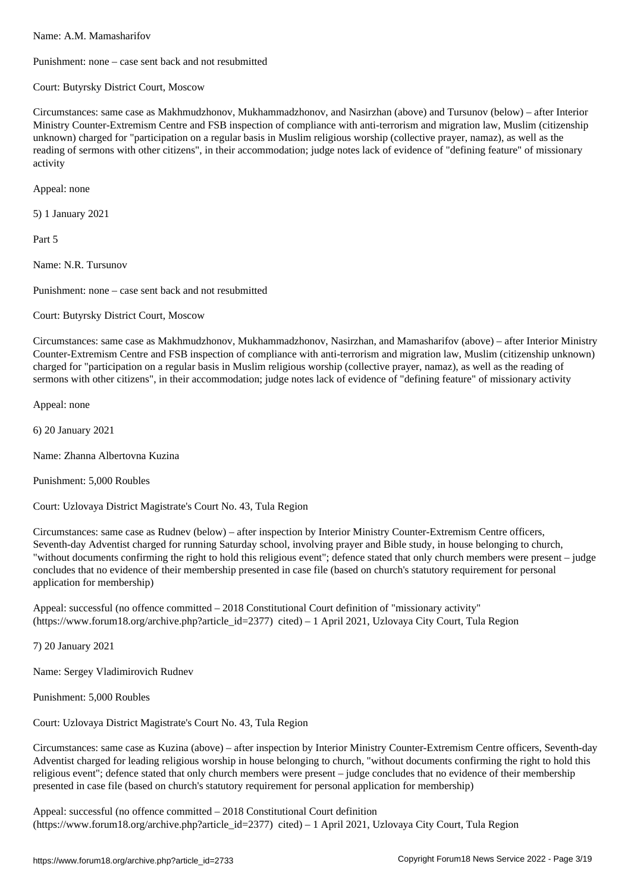Name: A.M. Mamasharifov

Punishment: none – case sent back and not resubmitted

Court: Butyrsky District Court, Moscow

Circumstances: same case as Makhmudzhonov, Mukhammadzhonov, and Nasirzhan (above) and Tursunov (below) – after Interior Ministry Counter-Extremism Centre and FSB inspection of compliance with anti-terrorism and migration law, Muslim (citizenship unknown) charged for "participation on a regular basis in Muslim religious worship (collective prayer, namaz), as well as the reading of sermons with other citizens", in their accommodation; judge notes lack of evidence of "defining feature" of missionary activity

Appeal: none

5) 1 January 2021

Part 5

Name: N.R. Tursunov

Punishment: none – case sent back and not resubmitted

Court: Butyrsky District Court, Moscow

Circumstances: same case as Makhmudzhonov, Mukhammadzhonov, Nasirzhan, and Mamasharifov (above) – after Interior Ministry Counter-Extremism Centre and FSB inspection of compliance with anti-terrorism and migration law, Muslim (citizenship unknown) charged for "participation on a regular basis in Muslim religious worship (collective prayer, namaz), as well as the reading of sermons with other citizens", in their accommodation; judge notes lack of evidence of "defining feature" of missionary activity

Appeal: none

6) 20 January 2021

Name: Zhanna Albertovna Kuzina

Punishment: 5,000 Roubles

Court: Uzlovaya District Magistrate's Court No. 43, Tula Region

Circumstances: same case as Rudnev (below) – after inspection by Interior Ministry Counter-Extremism Centre officers, Seventh-day Adventist charged for running Saturday school, involving prayer and Bible study, in house belonging to church, "without documents confirming the right to hold this religious event"; defence stated that only church members were present – judge concludes that no evidence of their membership presented in case file (based on church's statutory requirement for personal application for membership)

Appeal: successful (no offence committed – 2018 Constitutional Court definition of "missionary activity" (https://www.forum18.org/archive.php?article_id=2377) cited) – 1 April 2021, Uzlovaya City Court, Tula Region

7) 20 January 2021

Name: Sergey Vladimirovich Rudnev

Punishment: 5,000 Roubles

Court: Uzlovaya District Magistrate's Court No. 43, Tula Region

Circumstances: same case as Kuzina (above) – after inspection by Interior Ministry Counter-Extremism Centre officers, Seventh-day Adventist charged for leading religious worship in house belonging to church, "without documents confirming the right to hold this religious event"; defence stated that only church members were present – judge concludes that no evidence of their membership presented in case file (based on church's statutory requirement for personal application for membership)

Appeal: successful (no offence committed – 2018 Constitutional Court definition (https://www.forum18.org/archive.php?article_id=2377) cited) – 1 April 2021, Uzlovaya City Court, Tula Region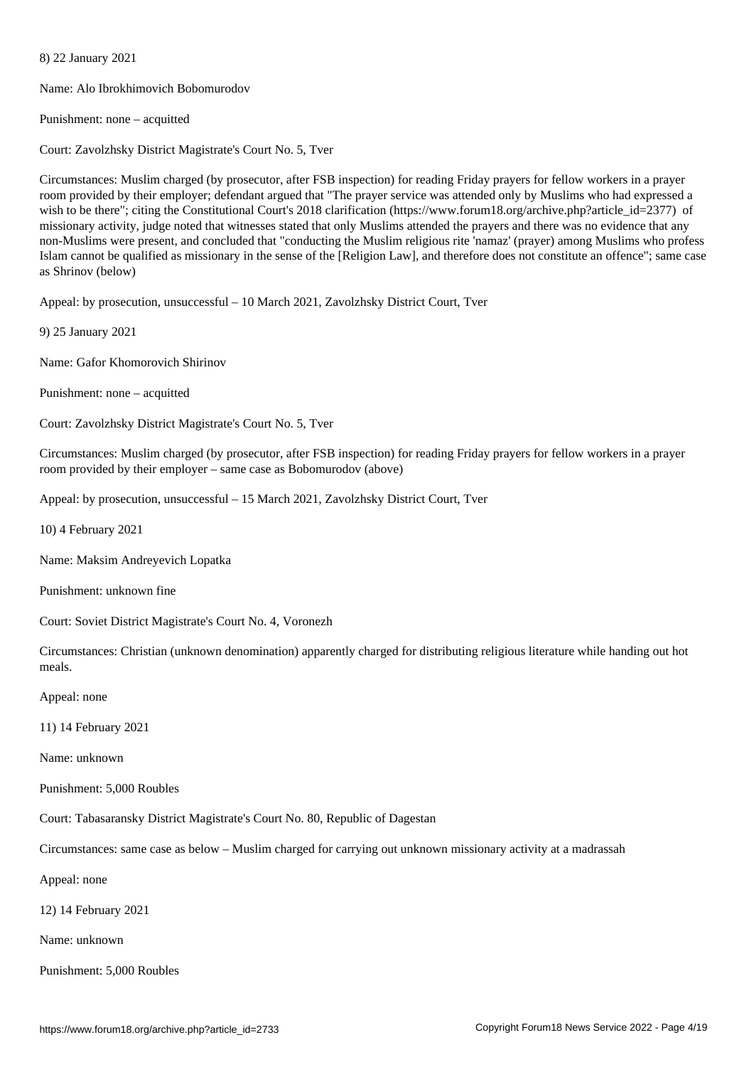8) 22 January 2021

Name: Alo Ibrokhimovich Bobomurodov

Punishment: none – acquitted

Court: Zavolzhsky District Magistrate's Court No. 5, Tver

Circumstances: Muslim charged (by prosecutor, after FSB inspection) for reading Friday prayers for fellow workers in a prayer room provided by their employer; defendant argued that "The prayer service was attended only by Muslims who had expressed a wish to be there"; citing the Constitutional Court's 2018 clarification (https://www.forum18.org/archive.php?article_id=2377) of missionary activity, judge noted that witnesses stated that only Muslims attended the prayers and there was no evidence that any non-Muslims were present, and concluded that "conducting the Muslim religious rite 'namaz' (prayer) among Muslims who profess Islam cannot be qualified as missionary in the sense of the [Religion Law], and therefore does not constitute an offence"; same case as Shrinov (below)

Appeal: by prosecution, unsuccessful – 10 March 2021, Zavolzhsky District Court, Tver

9) 25 January 2021

Name: Gafor Khomorovich Shirinov

Punishment: none – acquitted

Court: Zavolzhsky District Magistrate's Court No. 5, Tver

Circumstances: Muslim charged (by prosecutor, after FSB inspection) for reading Friday prayers for fellow workers in a prayer room provided by their employer – same case as Bobomurodov (above)

Appeal: by prosecution, unsuccessful – 15 March 2021, Zavolzhsky District Court, Tver

10) 4 February 2021

Name: Maksim Andreyevich Lopatka

Punishment: unknown fine

Court: Soviet District Magistrate's Court No. 4, Voronezh

Circumstances: Christian (unknown denomination) apparently charged for distributing religious literature while handing out hot meals.

Appeal: none

11) 14 February 2021

Name: unknown

Punishment: 5,000 Roubles

Court: Tabasaransky District Magistrate's Court No. 80, Republic of Dagestan

Circumstances: same case as below – Muslim charged for carrying out unknown missionary activity at a madrassah

Appeal: none

12) 14 February 2021

Name: unknown

Punishment: 5,000 Roubles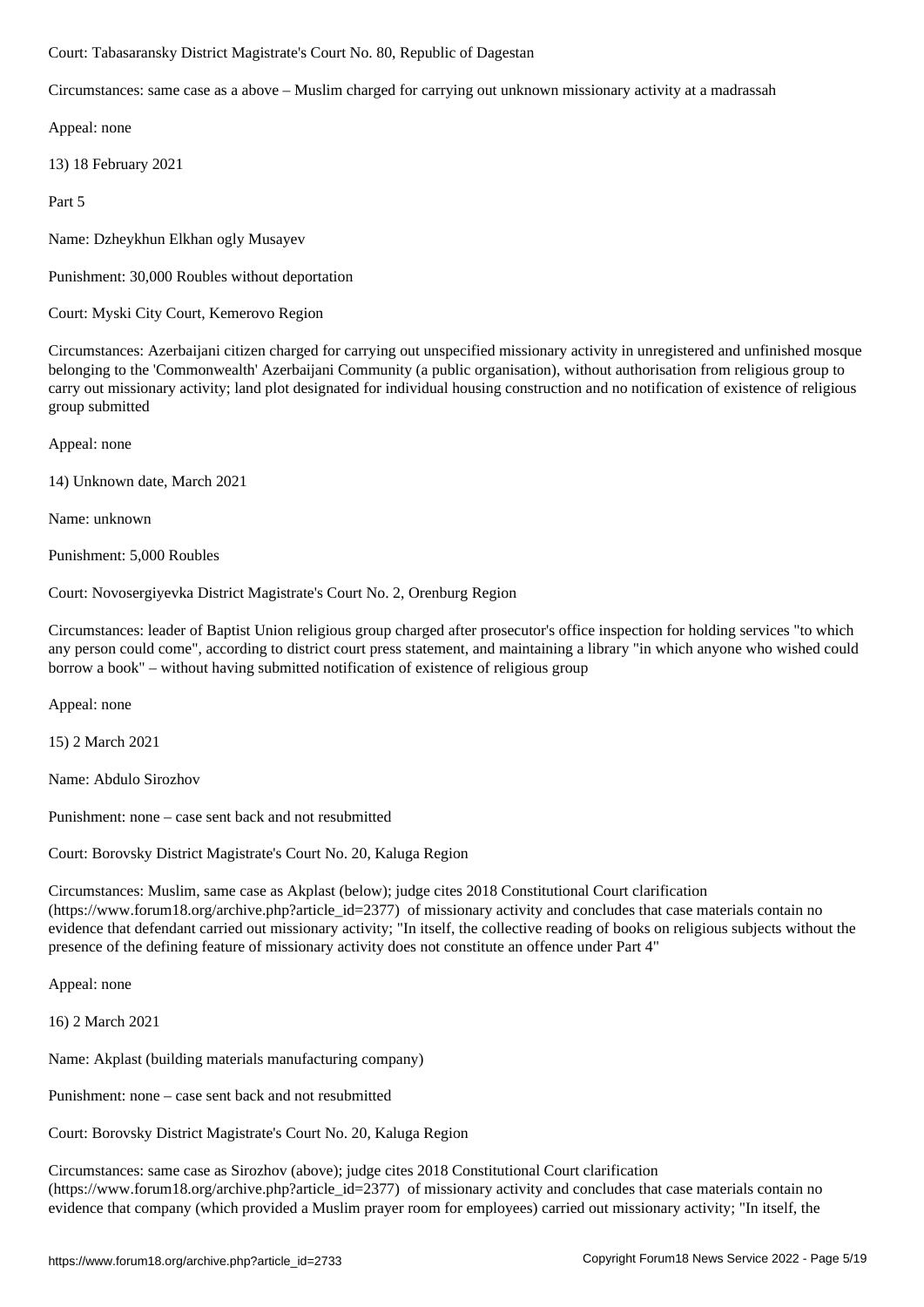Court: Tabasaransky District Magistrate's Court No. 80, Republic of Dagestan

Circumstances: same case as a above – Muslim charged for carrying out unknown missionary activity at a madrassah

Appeal: none

13) 18 February 2021

Part 5

Name: Dzheykhun Elkhan ogly Musayev

Punishment: 30,000 Roubles without deportation

Court: Myski City Court, Kemerovo Region

Circumstances: Azerbaijani citizen charged for carrying out unspecified missionary activity in unregistered and unfinished mosque belonging to the 'Commonwealth' Azerbaijani Community (a public organisation), without authorisation from religious group to carry out missionary activity; land plot designated for individual housing construction and no notification of existence of religious group submitted

Appeal: none

14) Unknown date, March 2021

Name: unknown

Punishment: 5,000 Roubles

Court: Novosergiyevka District Magistrate's Court No. 2, Orenburg Region

Circumstances: leader of Baptist Union religious group charged after prosecutor's office inspection for holding services "to which any person could come", according to district court press statement, and maintaining a library "in which anyone who wished could borrow a book" – without having submitted notification of existence of religious group

Appeal: none

15) 2 March 2021

Name: Abdulo Sirozhov

Punishment: none – case sent back and not resubmitted

Court: Borovsky District Magistrate's Court No. 20, Kaluga Region

Circumstances: Muslim, same case as Akplast (below); judge cites 2018 Constitutional Court clarification (https://www.forum18.org/archive.php?article_id=2377) of missionary activity and concludes that case materials contain no evidence that defendant carried out missionary activity; "In itself, the collective reading of books on religious subjects without the presence of the defining feature of missionary activity does not constitute an offence under Part 4"

Appeal: none

16) 2 March 2021

Name: Akplast (building materials manufacturing company)

Punishment: none – case sent back and not resubmitted

Court: Borovsky District Magistrate's Court No. 20, Kaluga Region

Circumstances: same case as Sirozhov (above); judge cites 2018 Constitutional Court clarification (https://www.forum18.org/archive.php?article_id=2377) of missionary activity and concludes that case materials contain no evidence that company (which provided a Muslim prayer room for employees) carried out missionary activity; "In itself, the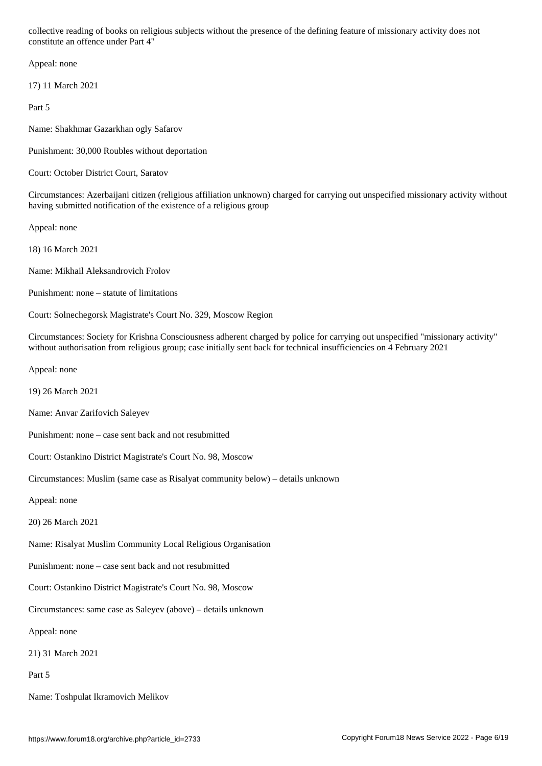collective reading of books on religious subjects without the presence of the defining feature of missionary activity does not constitute an offence under Part 4"

Appeal: none

17) 11 March 2021

Part 5

Name: Shakhmar Gazarkhan ogly Safarov

Punishment: 30,000 Roubles without deportation

Court: October District Court, Saratov

Circumstances: Azerbaijani citizen (religious affiliation unknown) charged for carrying out unspecified missionary activity without having submitted notification of the existence of a religious group

Appeal: none

18) 16 March 2021

Name: Mikhail Aleksandrovich Frolov

Punishment: none – statute of limitations

Court: Solnechegorsk Magistrate's Court No. 329, Moscow Region

Circumstances: Society for Krishna Consciousness adherent charged by police for carrying out unspecified "missionary activity" without authorisation from religious group; case initially sent back for technical insufficiencies on 4 February 2021

Appeal: none

19) 26 March 2021

Name: Anvar Zarifovich Saleyev

Punishment: none – case sent back and not resubmitted

Court: Ostankino District Magistrate's Court No. 98, Moscow

Circumstances: Muslim (same case as Risalyat community below) – details unknown

Appeal: none

20) 26 March 2021

Name: Risalyat Muslim Community Local Religious Organisation

Punishment: none – case sent back and not resubmitted

Court: Ostankino District Magistrate's Court No. 98, Moscow

Circumstances: same case as Saleyev (above) – details unknown

Appeal: none

21) 31 March 2021

Part 5

Name: Toshpulat Ikramovich Melikov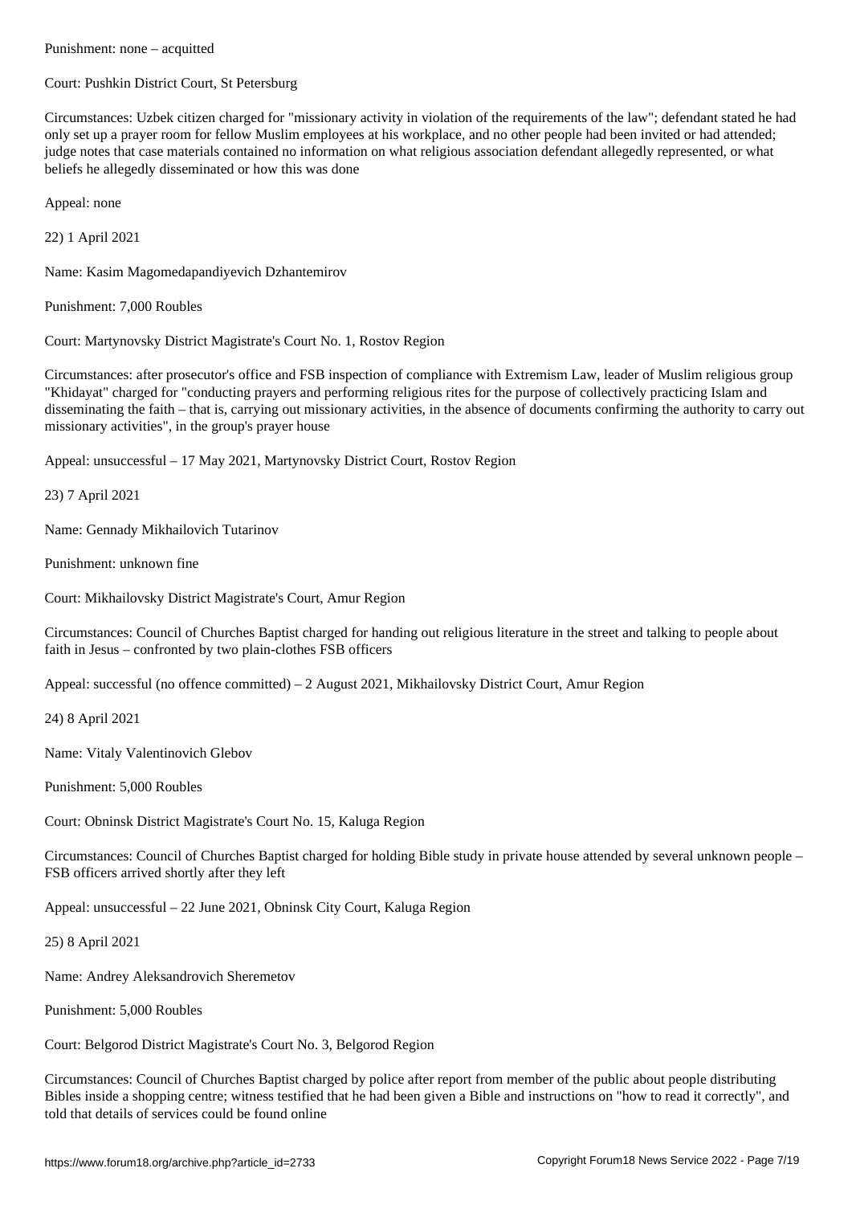Punishment: none – acquitted

Court: Pushkin District Court, St Petersburg

Circumstances: Uzbek citizen charged for "missionary activity in violation of the requirements of the law"; defendant stated he had only set up a prayer room for fellow Muslim employees at his workplace, and no other people had been invited or had attended; judge notes that case materials contained no information on what religious association defendant allegedly represented, or what beliefs he allegedly disseminated or how this was done

Appeal: none

22) 1 April 2021

Name: Kasim Magomedapandiyevich Dzhantemirov

Punishment: 7,000 Roubles

Court: Martynovsky District Magistrate's Court No. 1, Rostov Region

Circumstances: after prosecutor's office and FSB inspection of compliance with Extremism Law, leader of Muslim religious group "Khidayat" charged for "conducting prayers and performing religious rites for the purpose of collectively practicing Islam and disseminating the faith – that is, carrying out missionary activities, in the absence of documents confirming the authority to carry out missionary activities", in the group's prayer house

Appeal: unsuccessful – 17 May 2021, Martynovsky District Court, Rostov Region

23) 7 April 2021

Name: Gennady Mikhailovich Tutarinov

Punishment: unknown fine

Court: Mikhailovsky District Magistrate's Court, Amur Region

Circumstances: Council of Churches Baptist charged for handing out religious literature in the street and talking to people about faith in Jesus – confronted by two plain-clothes FSB officers

Appeal: successful (no offence committed) – 2 August 2021, Mikhailovsky District Court, Amur Region

24) 8 April 2021

Name: Vitaly Valentinovich Glebov

Punishment: 5,000 Roubles

Court: Obninsk District Magistrate's Court No. 15, Kaluga Region

Circumstances: Council of Churches Baptist charged for holding Bible study in private house attended by several unknown people – FSB officers arrived shortly after they left

Appeal: unsuccessful – 22 June 2021, Obninsk City Court, Kaluga Region

25) 8 April 2021

Name: Andrey Aleksandrovich Sheremetov

Punishment: 5,000 Roubles

Court: Belgorod District Magistrate's Court No. 3, Belgorod Region

Circumstances: Council of Churches Baptist charged by police after report from member of the public about people distributing Bibles inside a shopping centre; witness testified that he had been given a Bible and instructions on "how to read it correctly", and told that details of services could be found online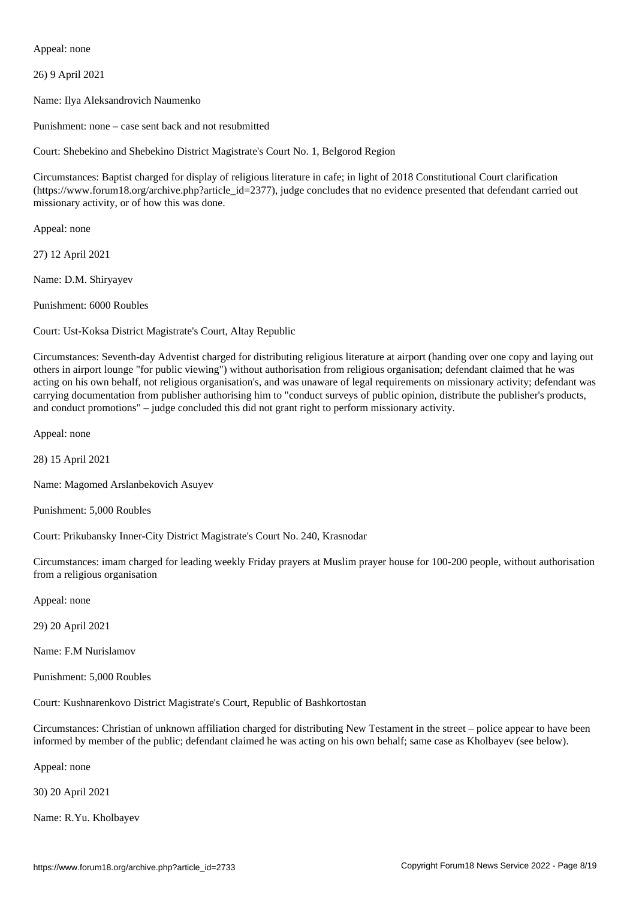Appeal: none

26) 9 April 2021

Name: Ilya Aleksandrovich Naumenko

Punishment: none – case sent back and not resubmitted

Court: Shebekino and Shebekino District Magistrate's Court No. 1, Belgorod Region

Circumstances: Baptist charged for display of religious literature in cafe; in light of 2018 Constitutional Court clarification (https://www.forum18.org/archive.php?article_id=2377), judge concludes that no evidence presented that defendant carried out missionary activity, or of how this was done.

Appeal: none

27) 12 April 2021

Name: D.M. Shiryayev

Punishment: 6000 Roubles

Court: Ust-Koksa District Magistrate's Court, Altay Republic

Circumstances: Seventh-day Adventist charged for distributing religious literature at airport (handing over one copy and laying out others in airport lounge "for public viewing") without authorisation from religious organisation; defendant claimed that he was acting on his own behalf, not religious organisation's, and was unaware of legal requirements on missionary activity; defendant was carrying documentation from publisher authorising him to "conduct surveys of public opinion, distribute the publisher's products, and conduct promotions" – judge concluded this did not grant right to perform missionary activity.

Appeal: none

28) 15 April 2021

Name: Magomed Arslanbekovich Asuyev

Punishment: 5,000 Roubles

Court: Prikubansky Inner-City District Magistrate's Court No. 240, Krasnodar

Circumstances: imam charged for leading weekly Friday prayers at Muslim prayer house for 100-200 people, without authorisation from a religious organisation

Appeal: none

29) 20 April 2021

Name: F.M Nurislamov

Punishment: 5,000 Roubles

Court: Kushnarenkovo District Magistrate's Court, Republic of Bashkortostan

Circumstances: Christian of unknown affiliation charged for distributing New Testament in the street – police appear to have been informed by member of the public; defendant claimed he was acting on his own behalf; same case as Kholbayev (see below).

Appeal: none

30) 20 April 2021

Name: R.Yu. Kholbayev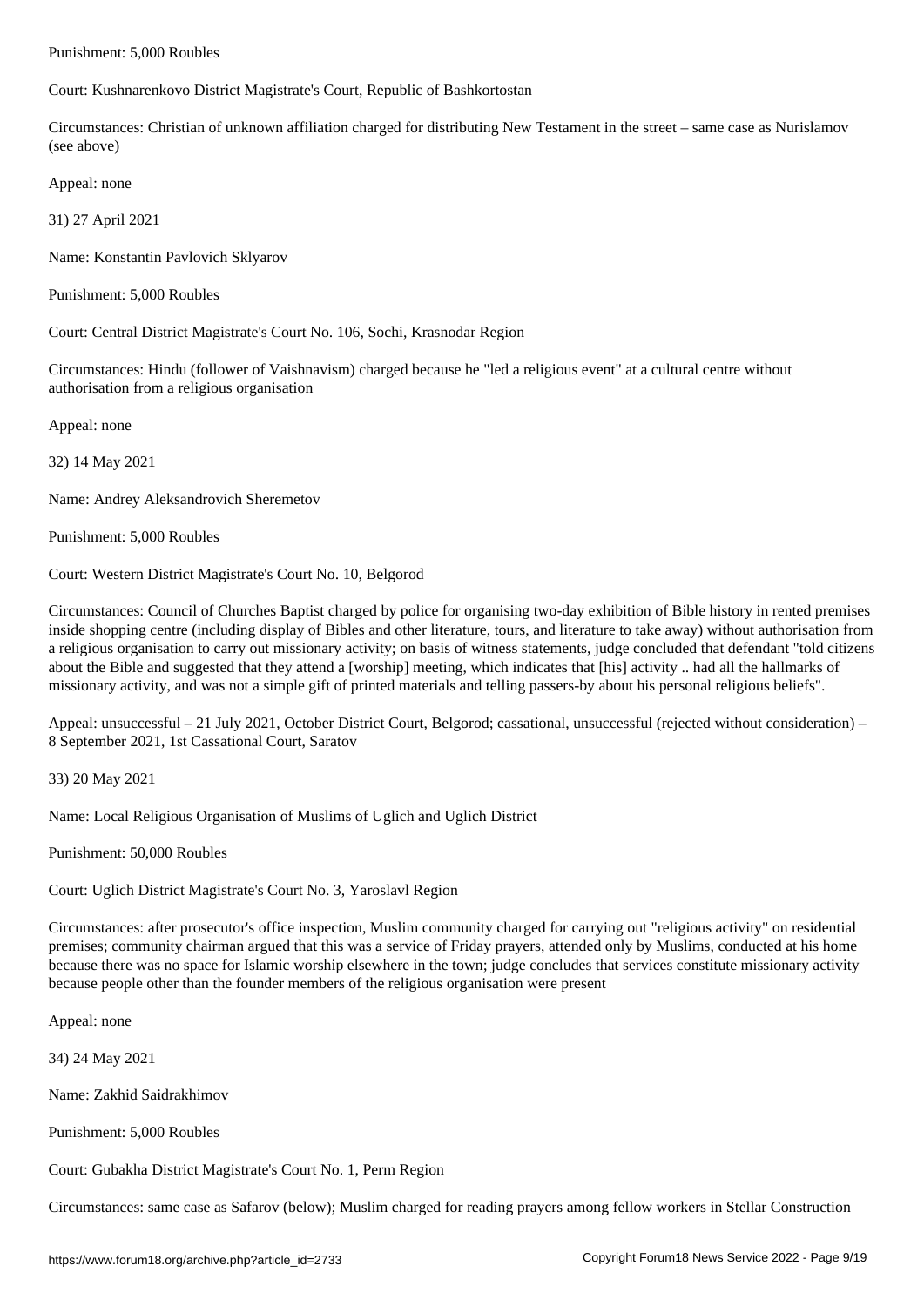Punishment: 5,000 Roubles

Court: Kushnarenkovo District Magistrate's Court, Republic of Bashkortostan

Circumstances: Christian of unknown affiliation charged for distributing New Testament in the street – same case as Nurislamov (see above)

Appeal: none

31) 27 April 2021

Name: Konstantin Pavlovich Sklyarov

Punishment: 5,000 Roubles

Court: Central District Magistrate's Court No. 106, Sochi, Krasnodar Region

Circumstances: Hindu (follower of Vaishnavism) charged because he "led a religious event" at a cultural centre without authorisation from a religious organisation

Appeal: none

32) 14 May 2021

Name: Andrey Aleksandrovich Sheremetov

Punishment: 5,000 Roubles

Court: Western District Magistrate's Court No. 10, Belgorod

Circumstances: Council of Churches Baptist charged by police for organising two-day exhibition of Bible history in rented premises inside shopping centre (including display of Bibles and other literature, tours, and literature to take away) without authorisation from a religious organisation to carry out missionary activity; on basis of witness statements, judge concluded that defendant "told citizens about the Bible and suggested that they attend a [worship] meeting, which indicates that [his] activity .. had all the hallmarks of missionary activity, and was not a simple gift of printed materials and telling passers-by about his personal religious beliefs".

Appeal: unsuccessful – 21 July 2021, October District Court, Belgorod; cassational, unsuccessful (rejected without consideration) – 8 September 2021, 1st Cassational Court, Saratov

33) 20 May 2021

Name: Local Religious Organisation of Muslims of Uglich and Uglich District

Punishment: 50,000 Roubles

Court: Uglich District Magistrate's Court No. 3, Yaroslavl Region

Circumstances: after prosecutor's office inspection, Muslim community charged for carrying out "religious activity" on residential premises; community chairman argued that this was a service of Friday prayers, attended only by Muslims, conducted at his home because there was no space for Islamic worship elsewhere in the town; judge concludes that services constitute missionary activity because people other than the founder members of the religious organisation were present

Appeal: none

34) 24 May 2021

Name: Zakhid Saidrakhimov

Punishment: 5,000 Roubles

Court: Gubakha District Magistrate's Court No. 1, Perm Region

Circumstances: same case as Safarov (below); Muslim charged for reading prayers among fellow workers in Stellar Construction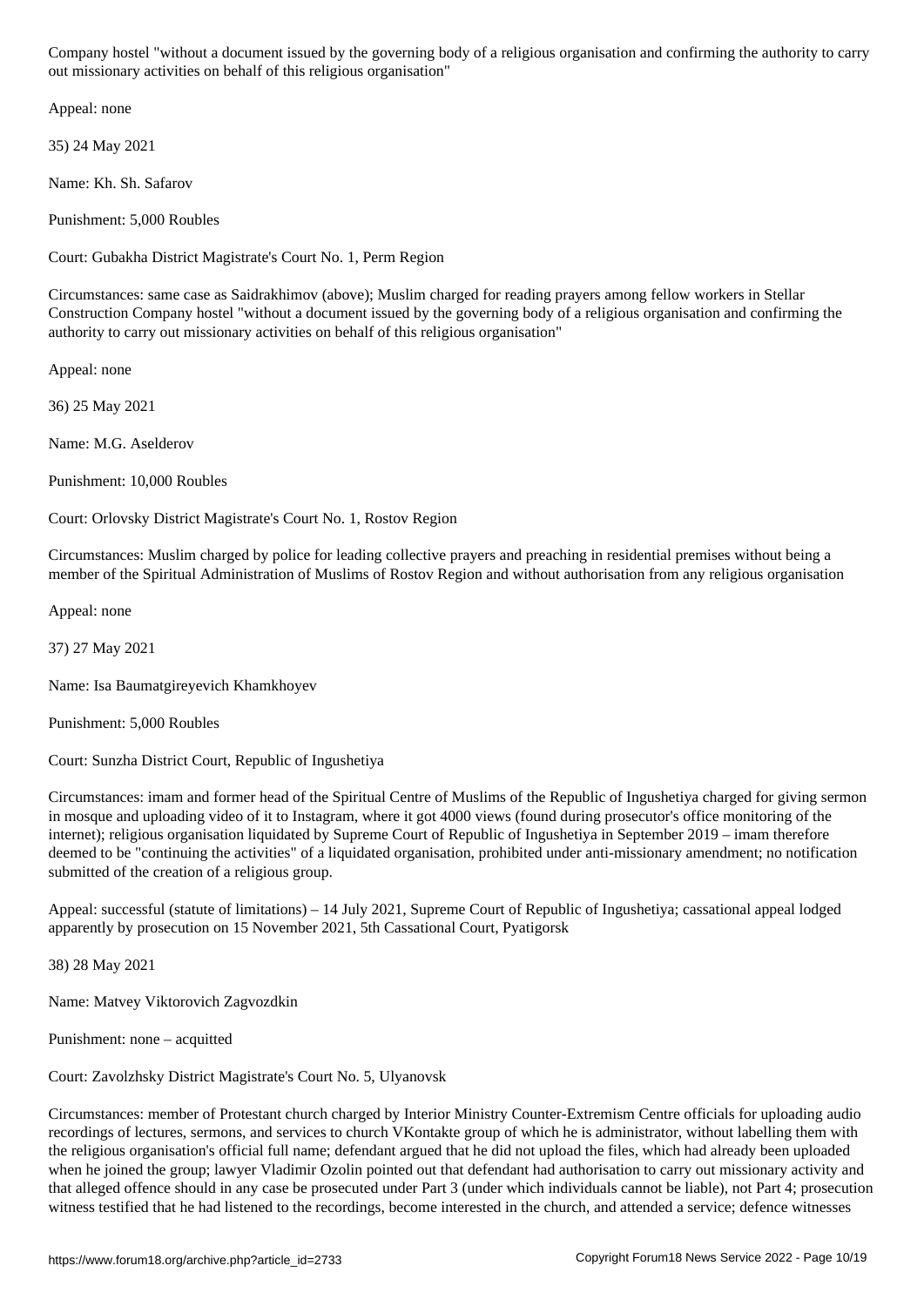Company hostel "without a document issued by the governing body of a religious organisation and confirming the authority to carry out missionary activities on behalf of this religious organisation"

Appeal: none

35) 24 May 2021

Name: Kh. Sh. Safarov

Punishment: 5,000 Roubles

Court: Gubakha District Magistrate's Court No. 1, Perm Region

Circumstances: same case as Saidrakhimov (above); Muslim charged for reading prayers among fellow workers in Stellar Construction Company hostel "without a document issued by the governing body of a religious organisation and confirming the authority to carry out missionary activities on behalf of this religious organisation"

Appeal: none

36) 25 May 2021

Name: M.G. Aselderov

Punishment: 10,000 Roubles

Court: Orlovsky District Magistrate's Court No. 1, Rostov Region

Circumstances: Muslim charged by police for leading collective prayers and preaching in residential premises without being a member of the Spiritual Administration of Muslims of Rostov Region and without authorisation from any religious organisation

Appeal: none

37) 27 May 2021

Name: Isa Baumatgireyevich Khamkhoyev

Punishment: 5,000 Roubles

Court: Sunzha District Court, Republic of Ingushetiya

Circumstances: imam and former head of the Spiritual Centre of Muslims of the Republic of Ingushetiya charged for giving sermon in mosque and uploading video of it to Instagram, where it got 4000 views (found during prosecutor's office monitoring of the internet); religious organisation liquidated by Supreme Court of Republic of Ingushetiya in September 2019 – imam therefore deemed to be "continuing the activities" of a liquidated organisation, prohibited under anti-missionary amendment; no notification submitted of the creation of a religious group.

Appeal: successful (statute of limitations) – 14 July 2021, Supreme Court of Republic of Ingushetiya; cassational appeal lodged apparently by prosecution on 15 November 2021, 5th Cassational Court, Pyatigorsk

38) 28 May 2021

Name: Matvey Viktorovich Zagvozdkin

Punishment: none – acquitted

Court: Zavolzhsky District Magistrate's Court No. 5, Ulyanovsk

Circumstances: member of Protestant church charged by Interior Ministry Counter-Extremism Centre officials for uploading audio recordings of lectures, sermons, and services to church VKontakte group of which he is administrator, without labelling them with the religious organisation's official full name; defendant argued that he did not upload the files, which had already been uploaded when he joined the group; lawyer Vladimir Ozolin pointed out that defendant had authorisation to carry out missionary activity and that alleged offence should in any case be prosecuted under Part 3 (under which individuals cannot be liable), not Part 4; prosecution witness testified that he had listened to the recordings, become interested in the church, and attended a service; defence witnesses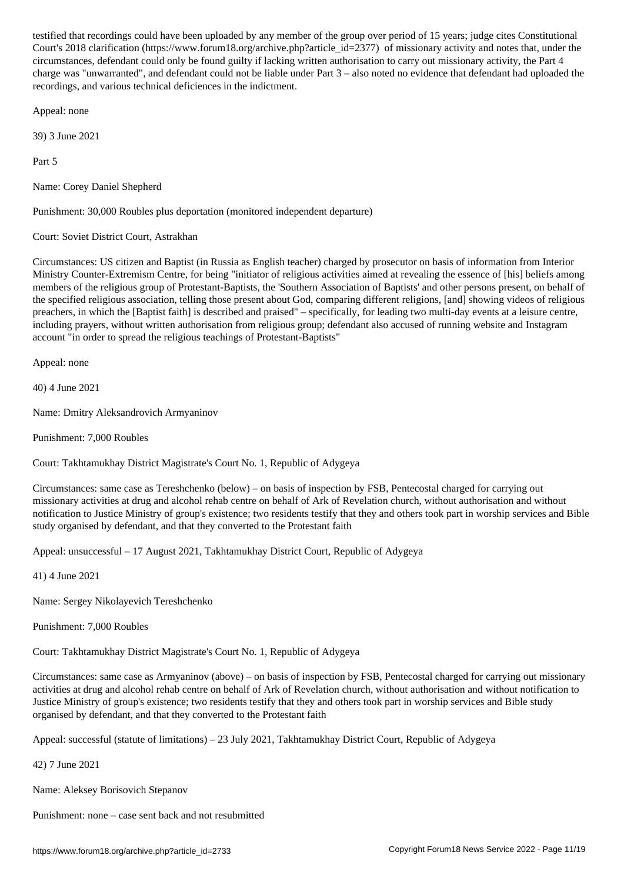testified that recordings could have been uploaded by any member of the group over period of 15 years; judge cites Constitutional Court's 2018 clarification (https://www.forum18.org/archive.php?article_id=2377) of missionary activity and notes that, under the circumstances, defendant could only be found guilty if lacking written authorisation to carry out missionary activity, the Part 4 charge was "unwarranted", and defendant could not be liable under Part 3 – also noted no evidence that defendant had uploaded the recordings, and various technical deficiencies in the indictment.

Appeal: none

39) 3 June 2021

Part 5

Name: Corey Daniel Shepherd

Punishment: 30,000 Roubles plus deportation (monitored independent departure)

Court: Soviet District Court, Astrakhan

Circumstances: US citizen and Baptist (in Russia as English teacher) charged by prosecutor on basis of information from Interior Ministry Counter-Extremism Centre, for being "initiator of religious activities aimed at revealing the essence of [his] beliefs among members of the religious group of Protestant-Baptists, the 'Southern Association of Baptists' and other persons present, on behalf of the specified religious association, telling those present about God, comparing different religions, [and] showing videos of religious preachers, in which the [Baptist faith] is described and praised" – specifically, for leading two multi-day events at a leisure centre, including prayers, without written authorisation from religious group; defendant also accused of running website and Instagram account "in order to spread the religious teachings of Protestant-Baptists"

Appeal: none

40) 4 June 2021

Name: Dmitry Aleksandrovich Armyaninov

Punishment: 7,000 Roubles

Court: Takhtamukhay District Magistrate's Court No. 1, Republic of Adygeya

Circumstances: same case as Tereshchenko (below) – on basis of inspection by FSB, Pentecostal charged for carrying out missionary activities at drug and alcohol rehab centre on behalf of Ark of Revelation church, without authorisation and without notification to Justice Ministry of group's existence; two residents testify that they and others took part in worship services and Bible study organised by defendant, and that they converted to the Protestant faith

Appeal: unsuccessful – 17 August 2021, Takhtamukhay District Court, Republic of Adygeya

41) 4 June 2021

Name: Sergey Nikolayevich Tereshchenko

Punishment: 7,000 Roubles

Court: Takhtamukhay District Magistrate's Court No. 1, Republic of Adygeya

Circumstances: same case as Armyaninov (above) – on basis of inspection by FSB, Pentecostal charged for carrying out missionary activities at drug and alcohol rehab centre on behalf of Ark of Revelation church, without authorisation and without notification to Justice Ministry of group's existence; two residents testify that they and others took part in worship services and Bible study organised by defendant, and that they converted to the Protestant faith

Appeal: successful (statute of limitations) – 23 July 2021, Takhtamukhay District Court, Republic of Adygeya

42) 7 June 2021

Name: Aleksey Borisovich Stepanov

Punishment: none – case sent back and not resubmitted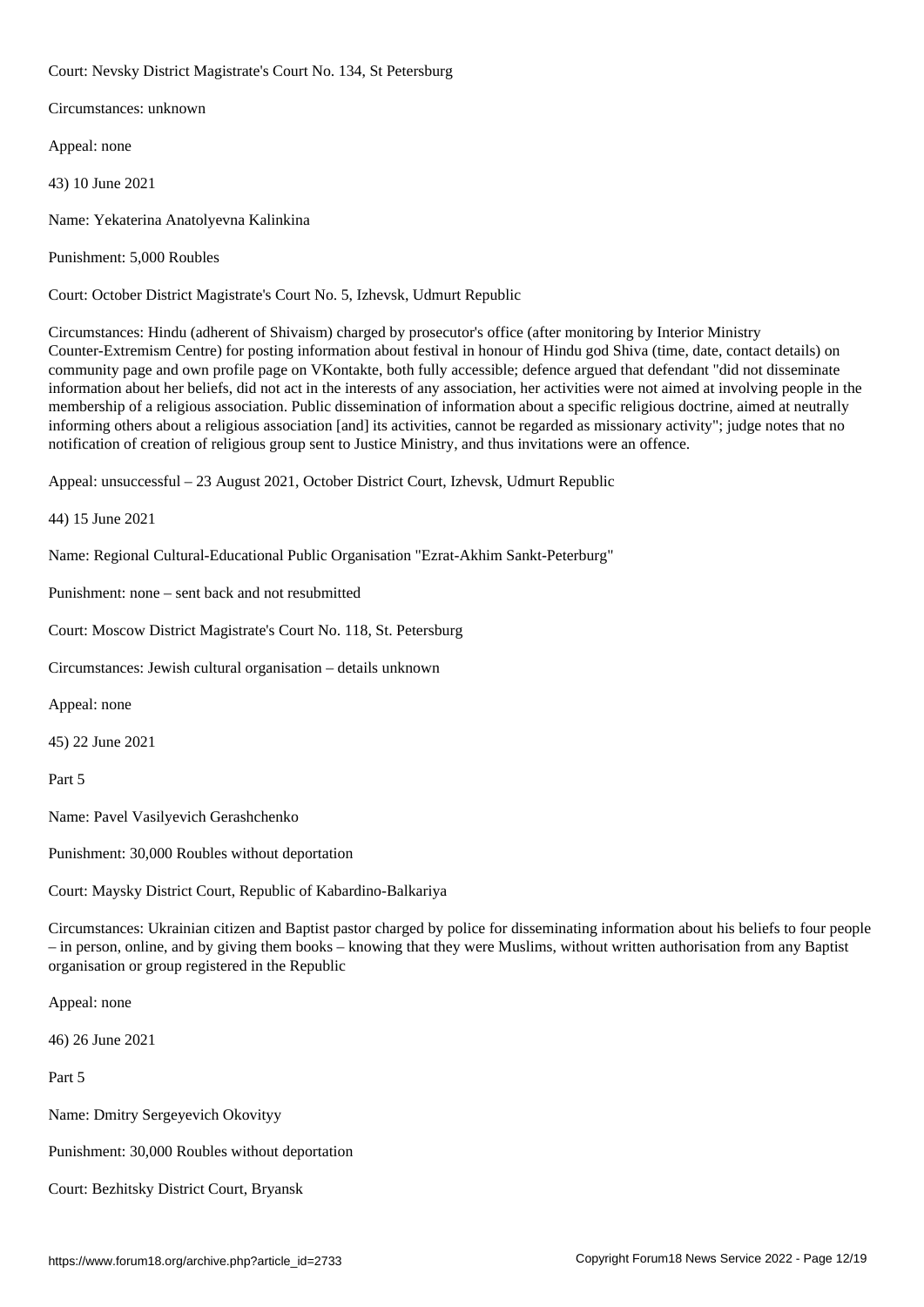Court: Nevsky District Magistrate's Court No. 134, St Petersburg

Circumstances: unknown

Appeal: none

43) 10 June 2021

Name: Yekaterina Anatolyevna Kalinkina

Punishment: 5,000 Roubles

Court: October District Magistrate's Court No. 5, Izhevsk, Udmurt Republic

Circumstances: Hindu (adherent of Shivaism) charged by prosecutor's office (after monitoring by Interior Ministry Counter-Extremism Centre) for posting information about festival in honour of Hindu god Shiva (time, date, contact details) on community page and own profile page on VKontakte, both fully accessible; defence argued that defendant "did not disseminate information about her beliefs, did not act in the interests of any association, her activities were not aimed at involving people in the membership of a religious association. Public dissemination of information about a specific religious doctrine, aimed at neutrally informing others about a religious association [and] its activities, cannot be regarded as missionary activity"; judge notes that no notification of creation of religious group sent to Justice Ministry, and thus invitations were an offence.

Appeal: unsuccessful – 23 August 2021, October District Court, Izhevsk, Udmurt Republic

44) 15 June 2021

Name: Regional Cultural-Educational Public Organisation "Ezrat-Akhim Sankt-Peterburg"

Punishment: none – sent back and not resubmitted

Court: Moscow District Magistrate's Court No. 118, St. Petersburg

Circumstances: Jewish cultural organisation – details unknown

Appeal: none

45) 22 June 2021

Part 5

Name: Pavel Vasilyevich Gerashchenko

Punishment: 30,000 Roubles without deportation

Court: Maysky District Court, Republic of Kabardino-Balkariya

Circumstances: Ukrainian citizen and Baptist pastor charged by police for disseminating information about his beliefs to four people – in person, online, and by giving them books – knowing that they were Muslims, without written authorisation from any Baptist organisation or group registered in the Republic

Appeal: none

46) 26 June 2021

Part 5

Name: Dmitry Sergeyevich Okovityy

Punishment: 30,000 Roubles without deportation

Court: Bezhitsky District Court, Bryansk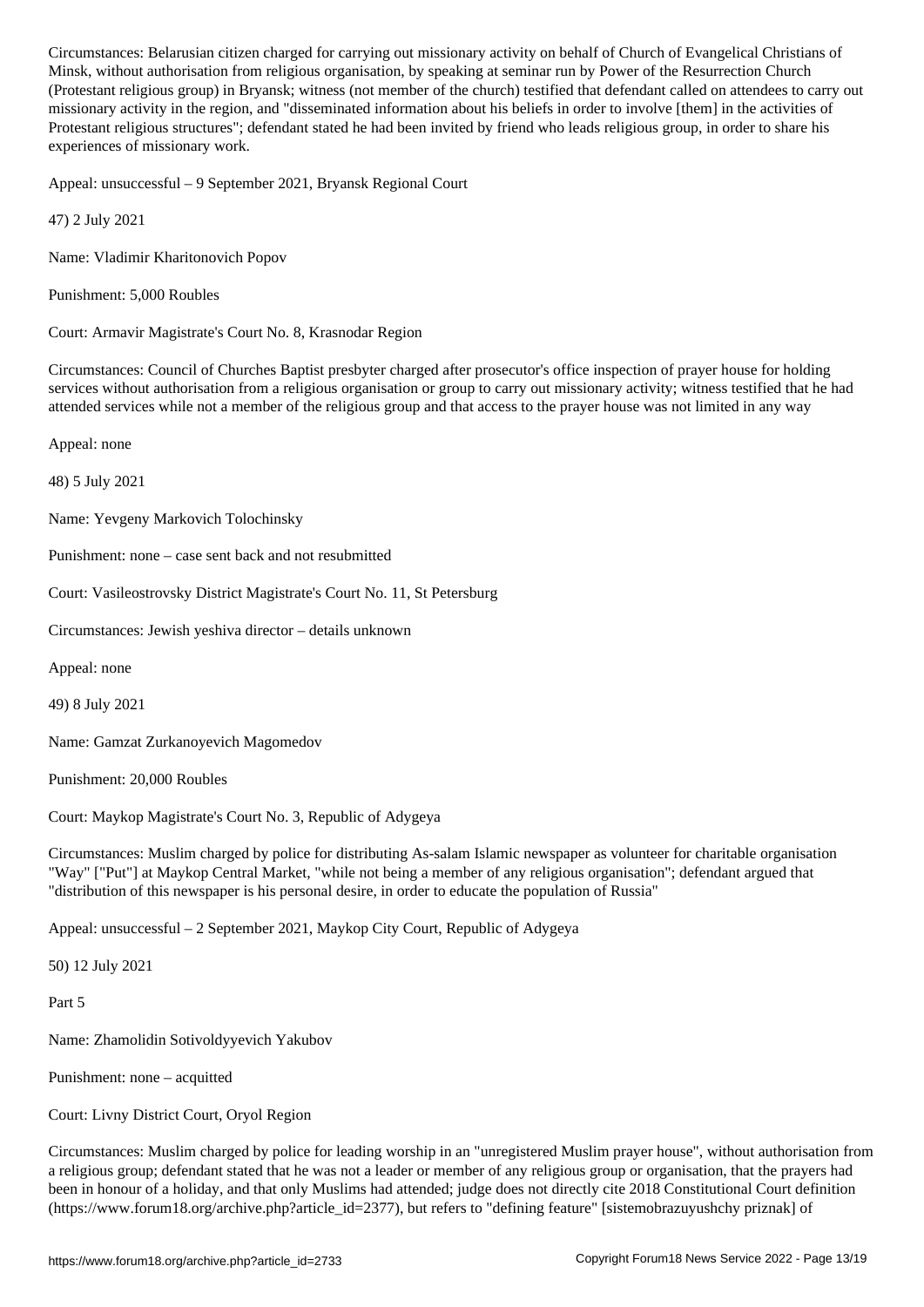Circumstances: Belarusian citizen charged for carrying out missionary activity on behalf of Church of Evangelical Christians of Minsk, without authorisation from religious organisation, by speaking at seminar run by Power of the Resurrection Church (Protestant religious group) in Bryansk; witness (not member of the church) testified that defendant called on attendees to carry out missionary activity in the region, and "disseminated information about his beliefs in order to involve [them] in the activities of Protestant religious structures"; defendant stated he had been invited by friend who leads religious group, in order to share his experiences of missionary work.

Appeal: unsuccessful – 9 September 2021, Bryansk Regional Court

47) 2 July 2021

Name: Vladimir Kharitonovich Popov

Punishment: 5,000 Roubles

Court: Armavir Magistrate's Court No. 8, Krasnodar Region

Circumstances: Council of Churches Baptist presbyter charged after prosecutor's office inspection of prayer house for holding services without authorisation from a religious organisation or group to carry out missionary activity; witness testified that he had attended services while not a member of the religious group and that access to the prayer house was not limited in any way

Appeal: none

48) 5 July 2021

Name: Yevgeny Markovich Tolochinsky

Punishment: none – case sent back and not resubmitted

Court: Vasileostrovsky District Magistrate's Court No. 11, St Petersburg

Circumstances: Jewish yeshiva director – details unknown

Appeal: none

49) 8 July 2021

Name: Gamzat Zurkanoyevich Magomedov

Punishment: 20,000 Roubles

Court: Maykop Magistrate's Court No. 3, Republic of Adygeya

Circumstances: Muslim charged by police for distributing As-salam Islamic newspaper as volunteer for charitable organisation "Way" ["Put"] at Maykop Central Market, "while not being a member of any religious organisation"; defendant argued that "distribution of this newspaper is his personal desire, in order to educate the population of Russia"

Appeal: unsuccessful – 2 September 2021, Maykop City Court, Republic of Adygeya

50) 12 July 2021

Part 5

Name: Zhamolidin Sotivoldyyevich Yakubov

Punishment: none – acquitted

Court: Livny District Court, Oryol Region

Circumstances: Muslim charged by police for leading worship in an "unregistered Muslim prayer house", without authorisation from a religious group; defendant stated that he was not a leader or member of any religious group or organisation, that the prayers had been in honour of a holiday, and that only Muslims had attended; judge does not directly cite 2018 Constitutional Court definition (https://www.forum18.org/archive.php?article_id=2377), but refers to "defining feature" [sistemobrazuyushchy priznak] of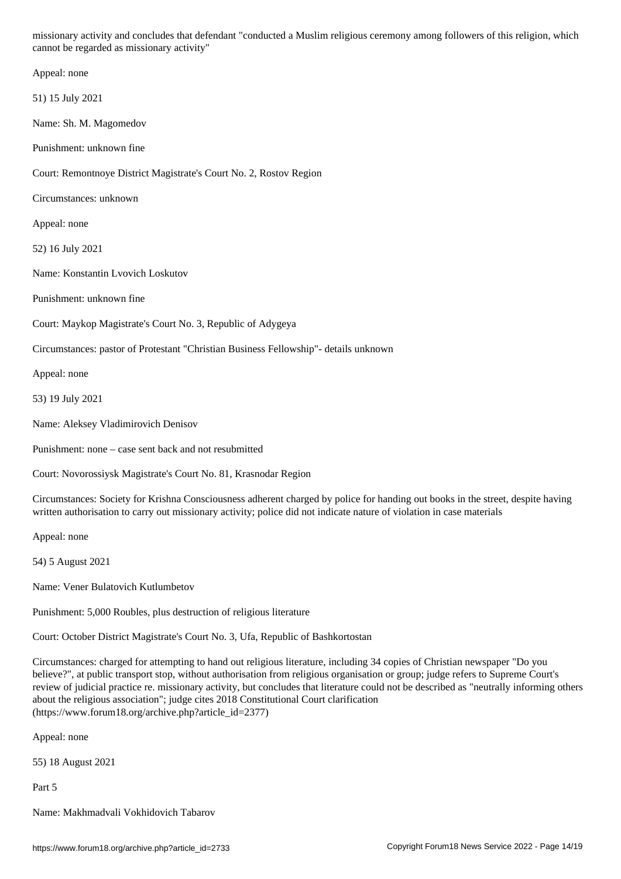missionary activity and concludes that defendant "conducted a Muslim religious ceremony among followers of this religion, which cannot be regarded as missionary activity"

Appeal: none

51) 15 July 2021

Name: Sh. M. Magomedov

Punishment: unknown fine

Court: Remontnoye District Magistrate's Court No. 2, Rostov Region

Circumstances: unknown

Appeal: none

52) 16 July 2021

Name: Konstantin Lvovich Loskutov

Punishment: unknown fine

Court: Maykop Magistrate's Court No. 3, Republic of Adygeya

Circumstances: pastor of Protestant "Christian Business Fellowship"- details unknown

Appeal: none

53) 19 July 2021

Name: Aleksey Vladimirovich Denisov

Punishment: none – case sent back and not resubmitted

Court: Novorossiysk Magistrate's Court No. 81, Krasnodar Region

Circumstances: Society for Krishna Consciousness adherent charged by police for handing out books in the street, despite having written authorisation to carry out missionary activity; police did not indicate nature of violation in case materials

Appeal: none

54) 5 August 2021

Name: Vener Bulatovich Kutlumbetov

Punishment: 5,000 Roubles, plus destruction of religious literature

Court: October District Magistrate's Court No. 3, Ufa, Republic of Bashkortostan

Circumstances: charged for attempting to hand out religious literature, including 34 copies of Christian newspaper "Do you believe?", at public transport stop, without authorisation from religious organisation or group; judge refers to Supreme Court's review of judicial practice re. missionary activity, but concludes that literature could not be described as "neutrally informing others about the religious association"; judge cites 2018 Constitutional Court clarification (https://www.forum18.org/archive.php?article_id=2377)

Appeal: none

55) 18 August 2021

Part 5

Name: Makhmadvali Vokhidovich Tabarov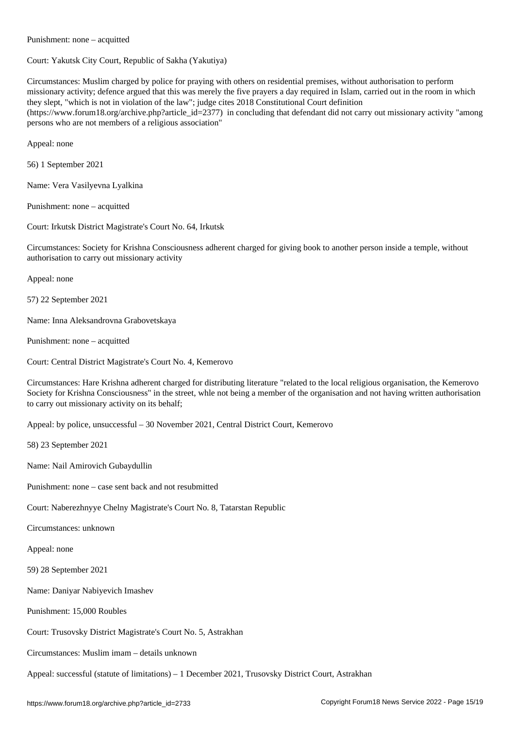Punishment: none – acquitted

Court: Yakutsk City Court, Republic of Sakha (Yakutiya)

Circumstances: Muslim charged by police for praying with others on residential premises, without authorisation to perform missionary activity; defence argued that this was merely the five prayers a day required in Islam, carried out in the room in which they slept, "which is not in violation of the law"; judge cites 2018 Constitutional Court definition (https://www.forum18.org/archive.php?article_id=2377) in concluding that defendant did not carry out missionary activity "among persons who are not members of a religious association"

Appeal: none

56) 1 September 2021

Name: Vera Vasilyevna Lyalkina

Punishment: none – acquitted

Court: Irkutsk District Magistrate's Court No. 64, Irkutsk

Circumstances: Society for Krishna Consciousness adherent charged for giving book to another person inside a temple, without authorisation to carry out missionary activity

Appeal: none

57) 22 September 2021

Name: Inna Aleksandrovna Grabovetskaya

Punishment: none – acquitted

Court: Central District Magistrate's Court No. 4, Kemerovo

Circumstances: Hare Krishna adherent charged for distributing literature "related to the local religious organisation, the Kemerovo Society for Krishna Consciousness" in the street, whle not being a member of the organisation and not having written authorisation to carry out missionary activity on its behalf;

Appeal: by police, unsuccessful – 30 November 2021, Central District Court, Kemerovo

58) 23 September 2021

Name: Nail Amirovich Gubaydullin

Punishment: none – case sent back and not resubmitted

Court: Naberezhnyye Chelny Magistrate's Court No. 8, Tatarstan Republic

Circumstances: unknown

Appeal: none

59) 28 September 2021

Name: Daniyar Nabiyevich Imashev

Punishment: 15,000 Roubles

Court: Trusovsky District Magistrate's Court No. 5, Astrakhan

Circumstances: Muslim imam – details unknown

Appeal: successful (statute of limitations) – 1 December 2021, Trusovsky District Court, Astrakhan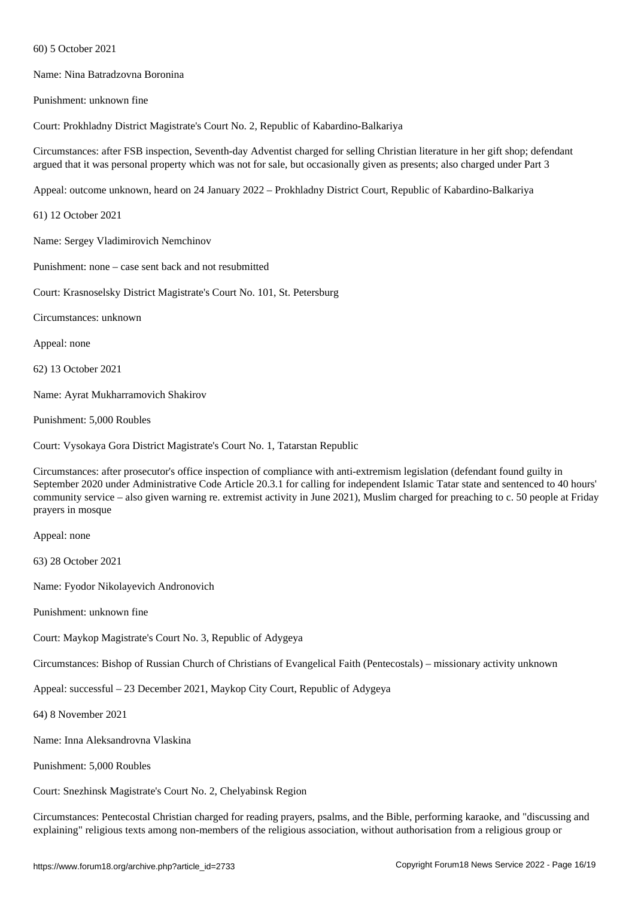60) 5 October 2021

Name: Nina Batradzovna Boronina

Punishment: unknown fine

Court: Prokhladny District Magistrate's Court No. 2, Republic of Kabardino-Balkariya

Circumstances: after FSB inspection, Seventh-day Adventist charged for selling Christian literature in her gift shop; defendant argued that it was personal property which was not for sale, but occasionally given as presents; also charged under Part 3

Appeal: outcome unknown, heard on 24 January 2022 – Prokhladny District Court, Republic of Kabardino-Balkariya

61) 12 October 2021

Name: Sergey Vladimirovich Nemchinov

Punishment: none – case sent back and not resubmitted

Court: Krasnoselsky District Magistrate's Court No. 101, St. Petersburg

Circumstances: unknown

Appeal: none

62) 13 October 2021

Name: Ayrat Mukharramovich Shakirov

Punishment: 5,000 Roubles

Court: Vysokaya Gora District Magistrate's Court No. 1, Tatarstan Republic

Circumstances: after prosecutor's office inspection of compliance with anti-extremism legislation (defendant found guilty in September 2020 under Administrative Code Article 20.3.1 for calling for independent Islamic Tatar state and sentenced to 40 hours' community service – also given warning re. extremist activity in June 2021), Muslim charged for preaching to c. 50 people at Friday prayers in mosque

Appeal: none

63) 28 October 2021

Name: Fyodor Nikolayevich Andronovich

Punishment: unknown fine

Court: Maykop Magistrate's Court No. 3, Republic of Adygeya

Circumstances: Bishop of Russian Church of Christians of Evangelical Faith (Pentecostals) – missionary activity unknown

Appeal: successful – 23 December 2021, Maykop City Court, Republic of Adygeya

64) 8 November 2021

Name: Inna Aleksandrovna Vlaskina

Punishment: 5,000 Roubles

Court: Snezhinsk Magistrate's Court No. 2, Chelyabinsk Region

Circumstances: Pentecostal Christian charged for reading prayers, psalms, and the Bible, performing karaoke, and "discussing and explaining" religious texts among non-members of the religious association, without authorisation from a religious group or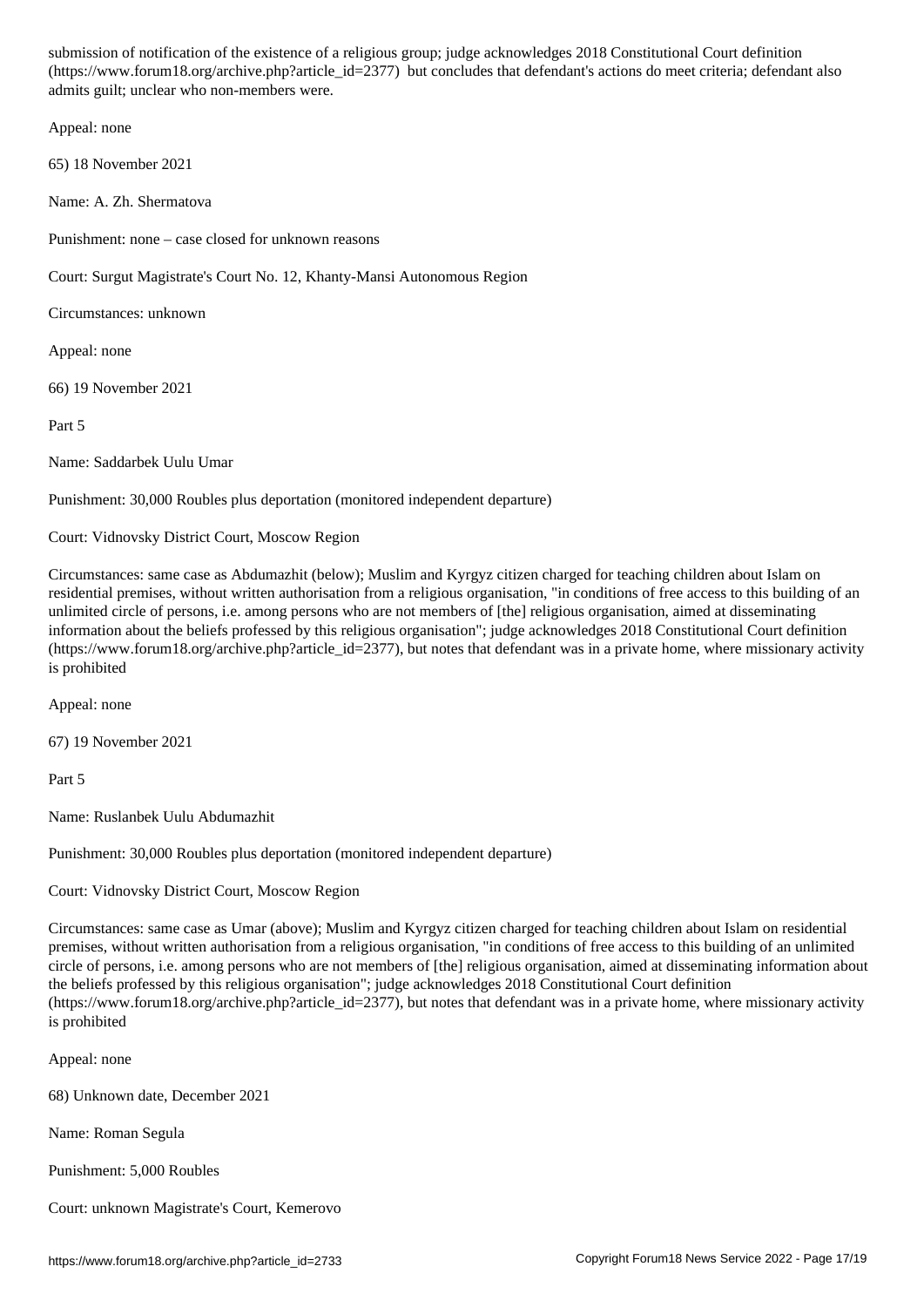submission of notification of the existence of a religious group; judge acknowledges 2018 Constitutional Court definition (https://www.forum18.org/archive.php?article_id=2377) but concludes that defendant's actions do meet criteria; defendant also admits guilt; unclear who non-members were.

Appeal: none

65) 18 November 2021

Name: A. Zh. Shermatova

Punishment: none – case closed for unknown reasons

Court: Surgut Magistrate's Court No. 12, Khanty-Mansi Autonomous Region

Circumstances: unknown

Appeal: none

66) 19 November 2021

Part 5

Name: Saddarbek Uulu Umar

Punishment: 30,000 Roubles plus deportation (monitored independent departure)

Court: Vidnovsky District Court, Moscow Region

Circumstances: same case as Abdumazhit (below); Muslim and Kyrgyz citizen charged for teaching children about Islam on residential premises, without written authorisation from a religious organisation, "in conditions of free access to this building of an unlimited circle of persons, i.e. among persons who are not members of [the] religious organisation, aimed at disseminating information about the beliefs professed by this religious organisation"; judge acknowledges 2018 Constitutional Court definition (https://www.forum18.org/archive.php?article_id=2377), but notes that defendant was in a private home, where missionary activity is prohibited

Appeal: none

67) 19 November 2021

Part 5

Name: Ruslanbek Uulu Abdumazhit

Punishment: 30,000 Roubles plus deportation (monitored independent departure)

Court: Vidnovsky District Court, Moscow Region

Circumstances: same case as Umar (above); Muslim and Kyrgyz citizen charged for teaching children about Islam on residential premises, without written authorisation from a religious organisation, "in conditions of free access to this building of an unlimited circle of persons, i.e. among persons who are not members of [the] religious organisation, aimed at disseminating information about the beliefs professed by this religious organisation"; judge acknowledges 2018 Constitutional Court definition (https://www.forum18.org/archive.php?article_id=2377), but notes that defendant was in a private home, where missionary activity is prohibited

Appeal: none

68) Unknown date, December 2021

Name: Roman Segula

Punishment: 5,000 Roubles

Court: unknown Magistrate's Court, Kemerovo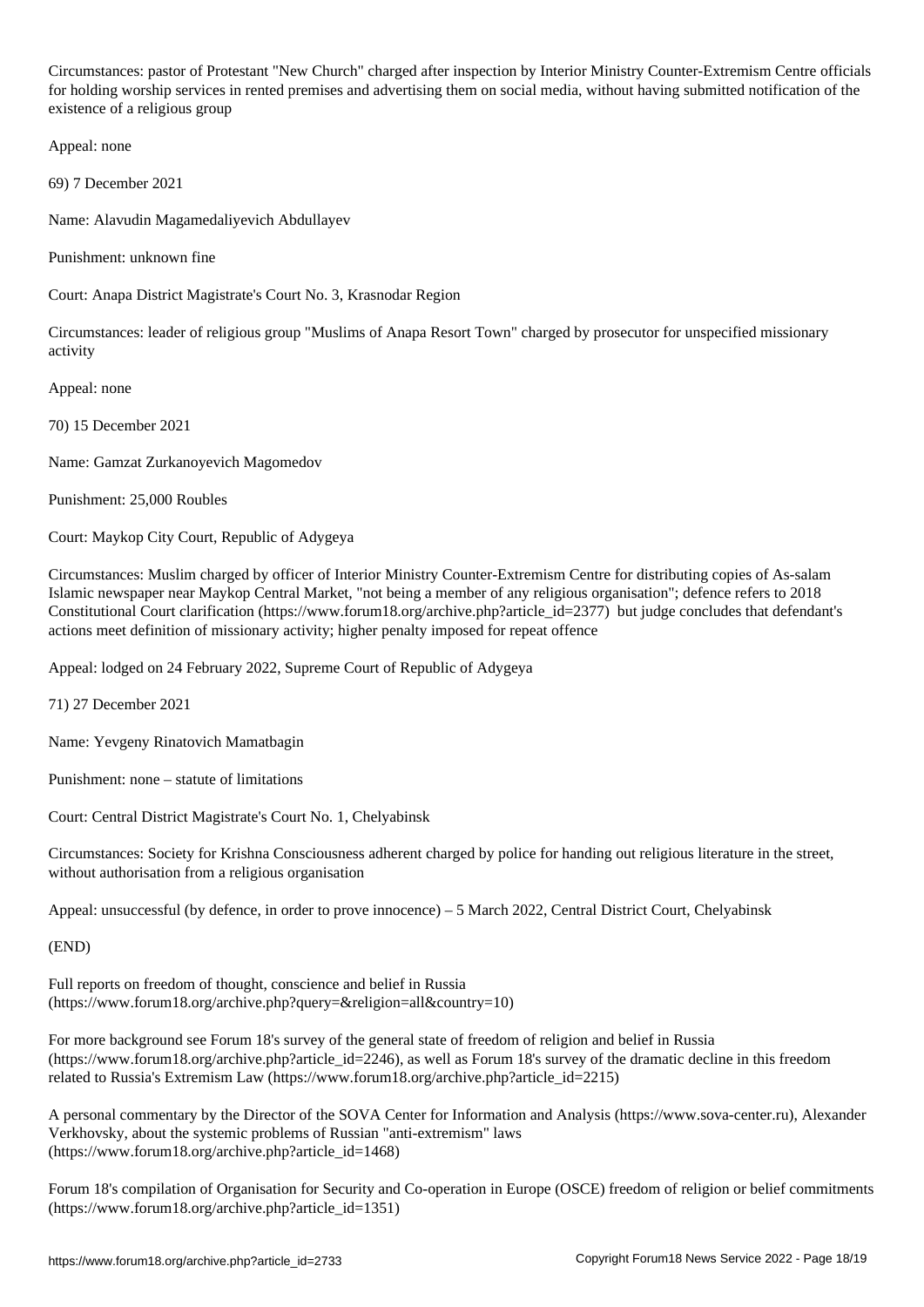Circumstances: pastor of Protestant "New Church" charged after inspection by Interior Ministry Counter-Extremism Centre officials for holding worship services in rented premises and advertising them on social media, without having submitted notification of the existence of a religious group

Appeal: none

69) 7 December 2021

Name: Alavudin Magamedaliyevich Abdullayev

Punishment: unknown fine

Court: Anapa District Magistrate's Court No. 3, Krasnodar Region

Circumstances: leader of religious group "Muslims of Anapa Resort Town" charged by prosecutor for unspecified missionary activity

Appeal: none

70) 15 December 2021

Name: Gamzat Zurkanoyevich Magomedov

Punishment: 25,000 Roubles

Court: Maykop City Court, Republic of Adygeya

Circumstances: Muslim charged by officer of Interior Ministry Counter-Extremism Centre for distributing copies of As-salam Islamic newspaper near Maykop Central Market, "not being a member of any religious organisation"; defence refers to 2018 Constitutional Court clarification (https://www.forum18.org/archive.php?article_id=2377) but judge concludes that defendant's actions meet definition of missionary activity; higher penalty imposed for repeat offence

Appeal: lodged on 24 February 2022, Supreme Court of Republic of Adygeya

71) 27 December 2021

Name: Yevgeny Rinatovich Mamatbagin

Punishment: none – statute of limitations

Court: Central District Magistrate's Court No. 1, Chelyabinsk

Circumstances: Society for Krishna Consciousness adherent charged by police for handing out religious literature in the street, without authorisation from a religious organisation

Appeal: unsuccessful (by defence, in order to prove innocence) – 5 March 2022, Central District Court, Chelyabinsk

(END)

Full reports on freedom of thought, conscience and belief in Russia (https://www.forum18.org/archive.php?query=&religion=all&country=10)

For more background see Forum 18's survey of the general state of freedom of religion and belief in Russia (https://www.forum18.org/archive.php?article_id=2246), as well as Forum 18's survey of the dramatic decline in this freedom related to Russia's Extremism Law (https://www.forum18.org/archive.php?article_id=2215)

A personal commentary by the Director of the SOVA Center for Information and Analysis (https://www.sova-center.ru), Alexander Verkhovsky, about the systemic problems of Russian "anti-extremism" laws (https://www.forum18.org/archive.php?article_id=1468)

Forum 18's compilation of Organisation for Security and Co-operation in Europe (OSCE) freedom of religion or belief commitments (https://www.forum18.org/archive.php?article_id=1351)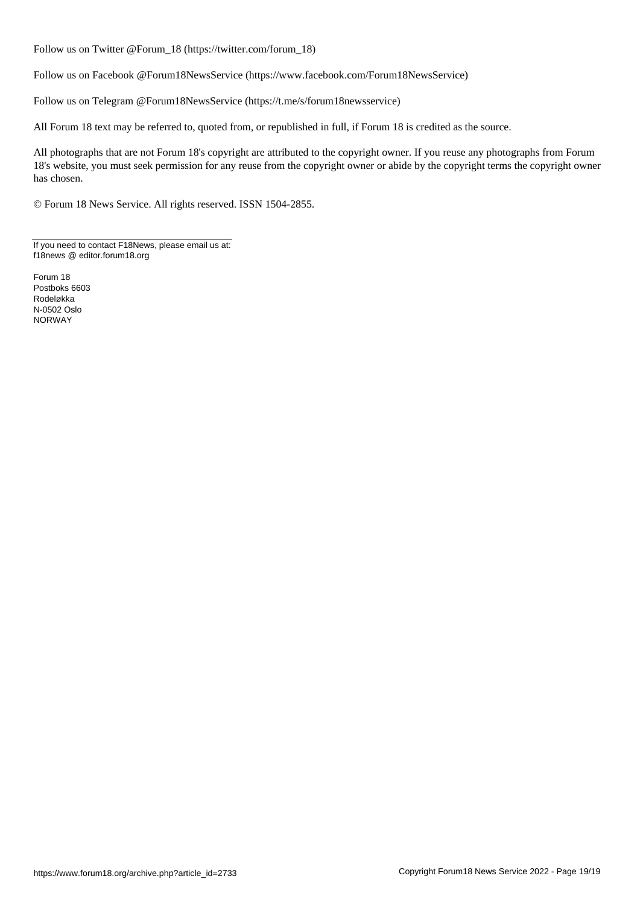Follow us on Twitter @Forum_18 (https://twitter.com/forum_18)

Follow us on Facebook @Forum18NewsService (https://www.facebook.com/Forum18NewsService)

Follow us on Telegram @Forum18NewsService (https://t.me/s/forum18newsservice)

All Forum 18 text may be referred to, quoted from, or republished in full, if Forum 18 is credited as the source.

All photographs that are not Forum 18's copyright are attributed to the copyright owner. If you reuse any photographs from Forum 18's website, you must seek permission for any reuse from the copyright owner or abide by the copyright terms the copyright owner has chosen.

© Forum 18 News Service. All rights reserved. ISSN 1504-2855.

---

If you need to contact F18News, please email us at:
f18news @ editor.forum18.org

Forum 18
Postboks 6603
Rodeløkka
N-0502 Oslo
NORWAY